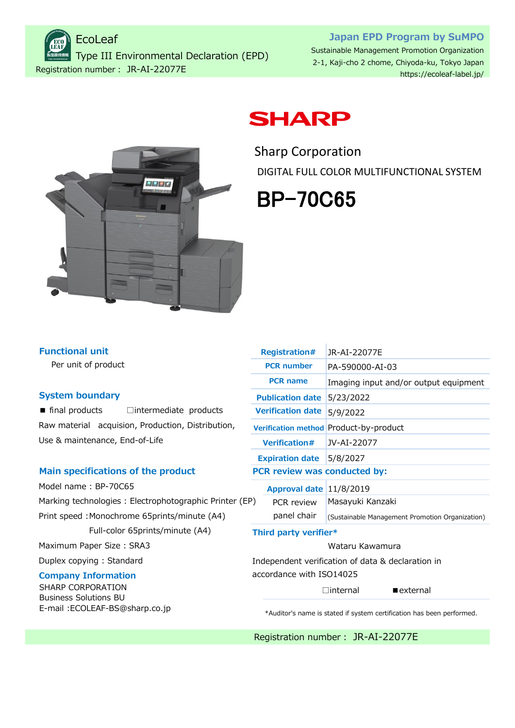EcoLeaf

Type III Environmental Declaration (EPD)

Registration number : JR-AI-22077E

**Japan EPD Program by SuMPO**

Sustainable Management Promotion Organization

2-1, Kaji-cho 2 chome, Chiyoda-ku, Tokyo Japan

https://ecoleaf-label.jp/

SHARP

Sharp Corporation

DIGITAL FULL COLOR MULTIFUNCTIONAL SYSTEM

# BP−70C65

## Functional unit

Per unit of product

## System boundary

■ final products ☐intermediate products

Raw material acquision, Production, Distribution, Use & maintenance, End-of-Life

## Main specifications of the product

Model name : BP-70C65

Marking technologies : Electrophotographic Printer (EP)

Print speed :Monochrome 65prints/minute (A4)

Full-color 65prints/minute (A4)

Maximum Paper Size : SRA3

Duplex copying : Standard

## Company Information

SHARP CORPORATION
Business Solutions BU
E-mail :ECOLEAF-BS@sharp.co.jp

| | |
|---|---|
| **Registration#** | JR-AI-22077E |
| **PCR number** | PA-590000-AI-03 |
| **PCR name** | Imaging input and/or output equipment |
| **Publication date** | 5/23/2022 |
| **Verification date** | 5/9/2022 |
| **Verification method** | Product-by-product |
| **Verification#** | JV-AI-22077 |
| **Expiration date** | 5/8/2027 |

**PCR review was conducted by:**

| | |
|---|---|
| **Approval date** | 11/8/2019 |
| PCR review panel chair | Masayuki Kanzaki (Sustainable Management Promotion Organization) |

**Third party verifier***

Wataru Kawamura

Independent verification of data & declaration in accordance with ISO14025

☐internal ■external

*Auditor's name is stated if system certification has been performed.

Registration number : JR-AI-22077E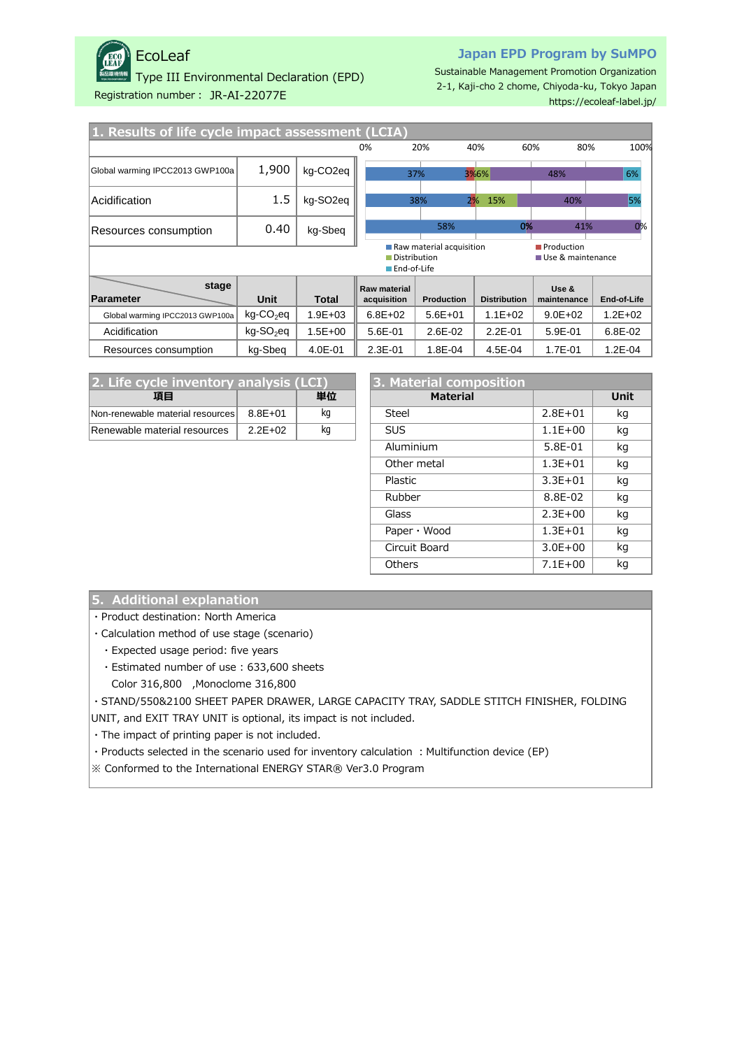EcoLeaf

Type III Environmental Declaration (EPD)

Registration number： JR-AI-22077E

**Japan EPD Program by SuMPO**

Sustainable Management Promotion Organization
2-1, Kaji-cho 2 chome, Chiyoda-ku, Tokyo Japan
https://ecoleaf-label.jp/

## 1. Results of life cycle impact assessment (LCIA)

| Parameter | Value | Unit | Raw material acquisition | Production | Distribution | Use & maintenance | End-of-Life |
|---|---|---|---|---|---|---|---|
| Global warming IPCC2013 GWP100a | 1,900 | kg-CO2eq | 37% | 3% | 6% | 48% | 6% |
| Acidification | 1.5 | kg-SO2eq | 38% | 2% | 15% | 40% | 5% |
| Resources consumption | 0.40 | kg-Sbeq | 58% | 0% | 0% | 41% | 0% |

| Parameter | Unit | Total | Raw material acquisition | Production | Distribution | Use & maintenance | End-of-Life |
|---|---|---|---|---|---|---|---|
| Global warming IPCC2013 GWP100a | kg-$CO_2$eq | 1.9E+03 | 6.8E+02 | 5.6E+01 | 1.1E+02 | 9.0E+02 | 1.2E+02 |
| Acidification | kg-$SO_2$eq | 1.5E+00 | 5.6E-01 | 2.6E-02 | 2.2E-01 | 5.9E-01 | 6.8E-02 |
| Resources consumption | kg-Sbeq | 4.0E-01 | 2.3E-01 | 1.8E-04 | 4.5E-04 | 1.7E-01 | 1.2E-04 |

## 2. Life cycle inventory analysis (LCI)

| 項目 | | 単位 |
|---|---|---|
| Non-renewable material resources | 8.8E+01 | kg |
| Renewable material resources | 2.2E+02 | kg |

## 3. Material composition

| Material | | Unit |
|---|---|---|
| Steel | 2.8E+01 | kg |
| SUS | 1.1E+00 | kg |
| Aluminium | 5.8E-01 | kg |
| Other metal | 1.3E+01 | kg |
| Plastic | 3.3E+01 | kg |
| Rubber | 8.8E-02 | kg |
| Glass | 2.3E+00 | kg |
| Paper・Wood | 1.3E+01 | kg |
| Circuit Board | 3.0E+00 | kg |
| Others | 7.1E+00 | kg |

## 5. Additional explanation

・Product destination: North America

・Calculation method of use stage (scenario)

　・Expected usage period: five years

　・Estimated number of use：633,600 sheets

　　Color 316,800　,Monoclome 316,800

・STAND/550&2100 SHEET PAPER DRAWER, LARGE CAPACITY TRAY, SADDLE STITCH FINISHER, FOLDING UNIT, and EXIT TRAY UNIT is optional, its impact is not included.

・The impact of printing paper is not included.

・Products selected in the scenario used for inventory calculation ：Multifunction device (EP)

※ Conformed to the International ENERGY STAR® Ver3.0 Program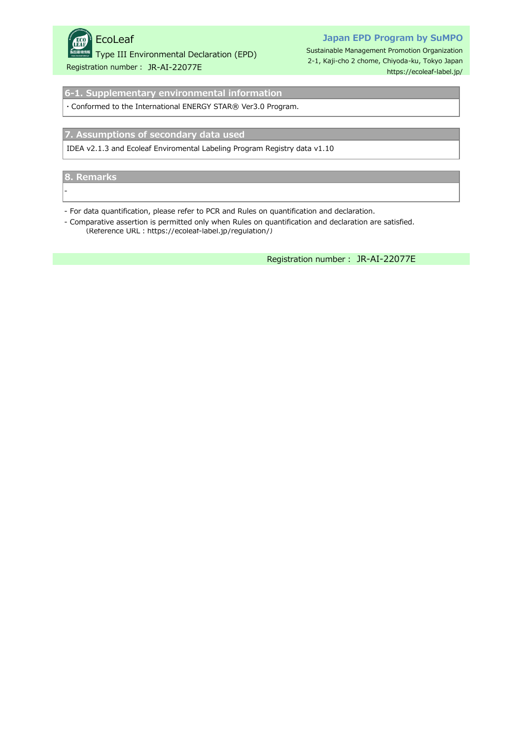## 6-1. Supplementary environmental information

・Conformed to the International ENERGY STAR® Ver3.0 Program.

## 7. Assumptions of secondary data used

IDEA v2.1.3 and Ecoleaf Enviromental Labeling Program Registry data v1.10

## 8. Remarks

-

- For data quantification, please refer to PCR and Rules on quantification and declaration.
- Comparative assertion is permitted only when Rules on quantification and declaration are satisfied.
  （Reference URL : https://ecoleaf-label.jp/regulation/）